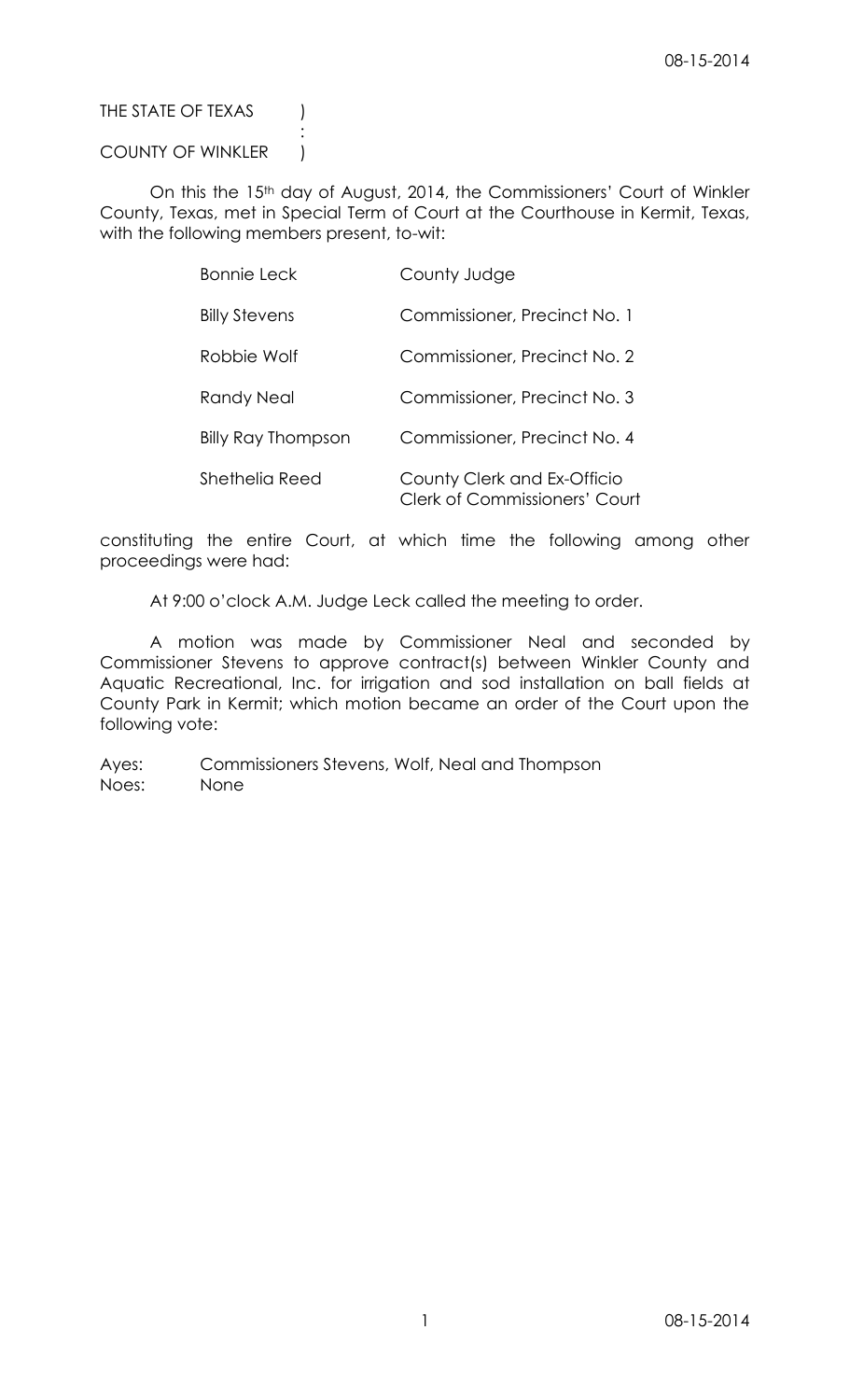THE STATE OF TEXAS )
:
COUNTY OF WINKLER )

On this the 15th day of August, 2014, the Commissioners' Court of Winkler County, Texas, met in Special Term of Court at the Courthouse in Kermit, Texas, with the following members present, to-wit:

| | |
|---|---|
| Bonnie Leck | County Judge |
| Billy Stevens | Commissioner, Precinct No. 1 |
| Robbie Wolf | Commissioner, Precinct No. 2 |
| Randy Neal | Commissioner, Precinct No. 3 |
| Billy Ray Thompson | Commissioner, Precinct No. 4 |
| Shethelia Reed | County Clerk and Ex-Officio Clerk of Commissioners' Court |

constituting the entire Court, at which time the following among other proceedings were had:

At 9:00 o'clock A.M. Judge Leck called the meeting to order.

A motion was made by Commissioner Neal and seconded by Commissioner Stevens to approve contract(s) between Winkler County and Aquatic Recreational, Inc. for irrigation and sod installation on ball fields at County Park in Kermit; which motion became an order of the Court upon the following vote:

Ayes: Commissioners Stevens, Wolf, Neal and Thompson
Noes: None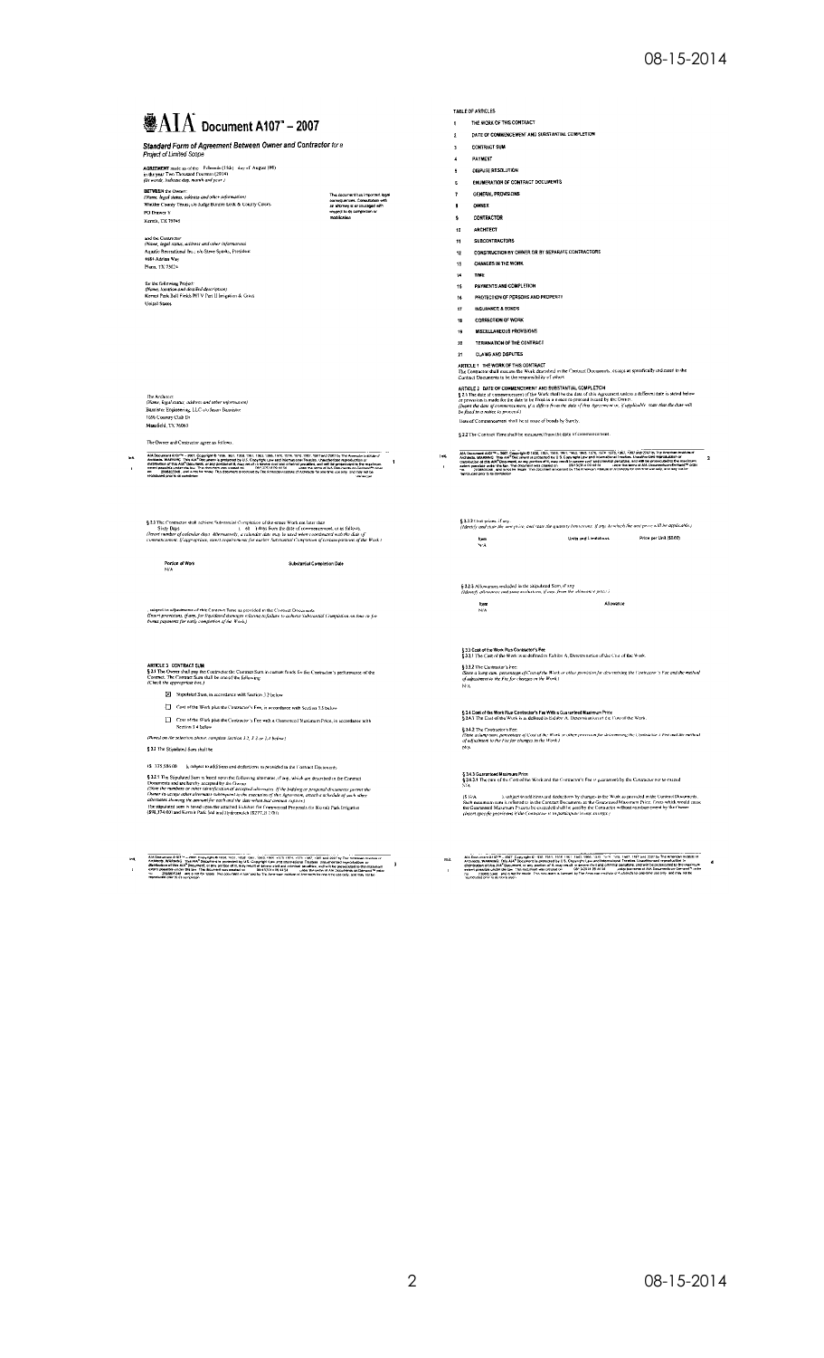# AIA Document A107™ – 2007

## Standard Form of Agreement Between Owner and Contractor for a Project of Limited Scope

**AGREEMENT** made as of the Fifteenth (15th) day of August in the year Two Thousand Fourteen (2014)
*(In words, indicate day, month and year.)*

**BETWEEN** the Owner:
*(Name, legal status, address and other information)*
Winkler County Texas, c/o Judge Bonnie Leck & County Comm.
PO Drawer Y
Kermit, TX 79745

This document has important legal consequences. Consultation with an attorney is encouraged with respect to its completion or modification.

and the Contractor:
*(Name, legal status, address and other information)*
Aquatic Recreational Inc. c/o Steve Spinks, President
4604 Adrian Way
Plano, TX 75024

for the following Project:
*(Name, location and detailed description)*
Kermit Park Ball Fields PH V Part II Irrigation & Grass
United States

The Architect:
*(Name, legal status, address and other information)*
Baumgardner Engineering, LLC c/o Jason Baumgardner
1606 Country Club Dr
Mansfield, TX 76063

The Owner and Contractor agree as follows.

TABLE OF ARTICLES

1 THE WORK OF THIS CONTRACT
2 DATE OF COMMENCEMENT AND SUBSTANTIAL COMPLETION
3 CONTRACT SUM
4 PAYMENT
5 DISPUTE RESOLUTION
6 ENUMERATION OF CONTRACT DOCUMENTS
7 GENERAL PROVISIONS
8 OWNER
9 CONTRACTOR
10 ARCHITECT
11 SUBCONTRACTORS
12 CONSTRUCTION BY OWNER OR BY SEPARATE CONTRACTORS
13 CHANGES IN THE WORK
14 TIME
15 PAYMENTS AND COMPLETION
16 PROTECTION OF PERSONS AND PROPERTY
17 INSURANCE & BONDS
18 CORRECTION OF WORK
19 MISCELLANEOUS PROVISIONS
20 TERMINATION OF THE CONTRACT
21 CLAIMS AND DISPUTES

**ARTICLE 1 THE WORK OF THIS CONTRACT**
The Contractor shall execute the Work described in the Contract Documents, except as specifically indicated in the Contract Documents to be the responsibility of others.

**ARTICLE 2 DATE OF COMMENCEMENT AND SUBSTANTIAL COMPLETION**
§ 2.1 The date of commencement of the Work shall be the date of this Agreement unless a different date is stated below or provision is made for the date to be fixed in a notice to proceed issued by the Owner.
*(Insert the date of commencement, if it differs from the date of this Agreement or, if applicable, state that the date will be fixed in a notice to proceed.)*

Date of Commencement shall be at issue of bonds by Surety.

§ 2.2 The Contract Time shall be measured from the date of commencement.

§ 2.3 The Contractor shall achieve Substantial Completion of the entire Work not later than Sixty Days ( 60 ) days from the date of commencement, or as follows:
*(Insert number of calendar days. Alternatively, a calendar date may be used when coordinated with the date of commencement. If appropriate, insert requirements for earlier Substantial Completion of certain portions of the Work.)*

| Portion of Work | Substantial Completion Date |
|---|---|
| N/A | |

, subject to adjustments of this Contract Time as provided in the Contract Documents.
*(Insert provisions, if any, for liquidated damages relating to failure to achieve Substantial Completion on time or for bonus payments for early completion of the Work.)*

**ARTICLE 3 CONTRACT SUM**
§ 3.1 The Owner shall pay the Contractor the Contract Sum in current funds for the Contractor's performance of the Contract. The Contract Sum shall be one of the following:
*(Check the appropriate box.)*

☒ Stipulated Sum, in accordance with Section 3.2 below

☐ Cost of the Work plus the Contractor's Fee, in accordance with Section 3.3 below

☐ Cost of the Work plus the Contractor's Fee with a Guaranteed Maximum Price, in accordance with Section 3.4 below

*(Based on the selection above, complete Section 3.2, 3.3 or 3.4 below.)*

§ 3.2 The Stipulated Sum shall be

($ 375,586.00 ), subject to additions and deductions as provided in the Contract Documents.

§ 3.2.1 The Stipulated Sum is based upon the following alternates, if any, which are described in the Contract Documents and are hereby accepted by the Owner:
*(State the numbers or other identification of accepted alternates. If the bidding or proposal documents permit the Owner to accept other alternates subsequent to the execution of this Agreement, attach a schedule of such other alternates showing the amount for each and the date when that amount expires.)*
The stipulated sum is based upon the attached Exhibit for Commercial Proposals for Kermit Park Irrigation ($98,374.00) and Kermit Park Sod and Hydromulch ($277,212.00).

§ 3.2.2 Unit prices, if any:
*(Identify and state the unit price; and state the quantity limitations, if any, to which the unit price will be applicable.)*

| Item | Units and Limitations | Price per Unit ($0.00) |
|---|---|---|
| N/A | | |

§ 3.2.3 Allowances included in the stipulated sum, if any:
*(Identify allowance and state exclusions, if any, from the allowance price.)*

| Item | Allowance |
|---|---|
| N/A | |

**§ 3.3 Cost of the Work Plus Contractor's Fee**
§ 3.3.1 The Cost of the Work is as defined in Exhibit A, Determination of the Cost of the Work.

§ 3.3.2 The Contractor's Fee:
*(State a lump sum, percentage of Cost of the Work or other provision for determining the Contractor's Fee and the method of adjustment to the Fee for changes in the Work.)*
N/A

**§ 3.4 Cost of the Work Plus Contractor's Fee With a Guaranteed Maximum Price**
§ 3.4.1 The Cost of the Work is as defined in Exhibit A, Determination of the Cost of the Work.

§ 3.4.2 The Contractor's Fee:
*(State a lump sum, percentage of Cost of the Work or other provision for determining the Contractor's Fee and the method of adjustment to the Fee for changes in the Work.)*
N/A

**§ 3.4.3 Guaranteed Maximum Price**
§ 3.4.3.1 The sum of the Cost of the Work and the Contractor's Fee is guaranteed by the Contractor not to exceed
N/A

($ N/A ), subject to additions and deductions by changes in the Work as provided in the Contract Documents. Such maximum sum is referred to in the Contract Documents as the Guaranteed Maximum Price. Costs which would cause the Guaranteed Maximum Price to be exceeded shall be paid by the Contractor without reimbursement by the Owner.
*(Insert specific provisions if the Contractor is to participate in any savings.)*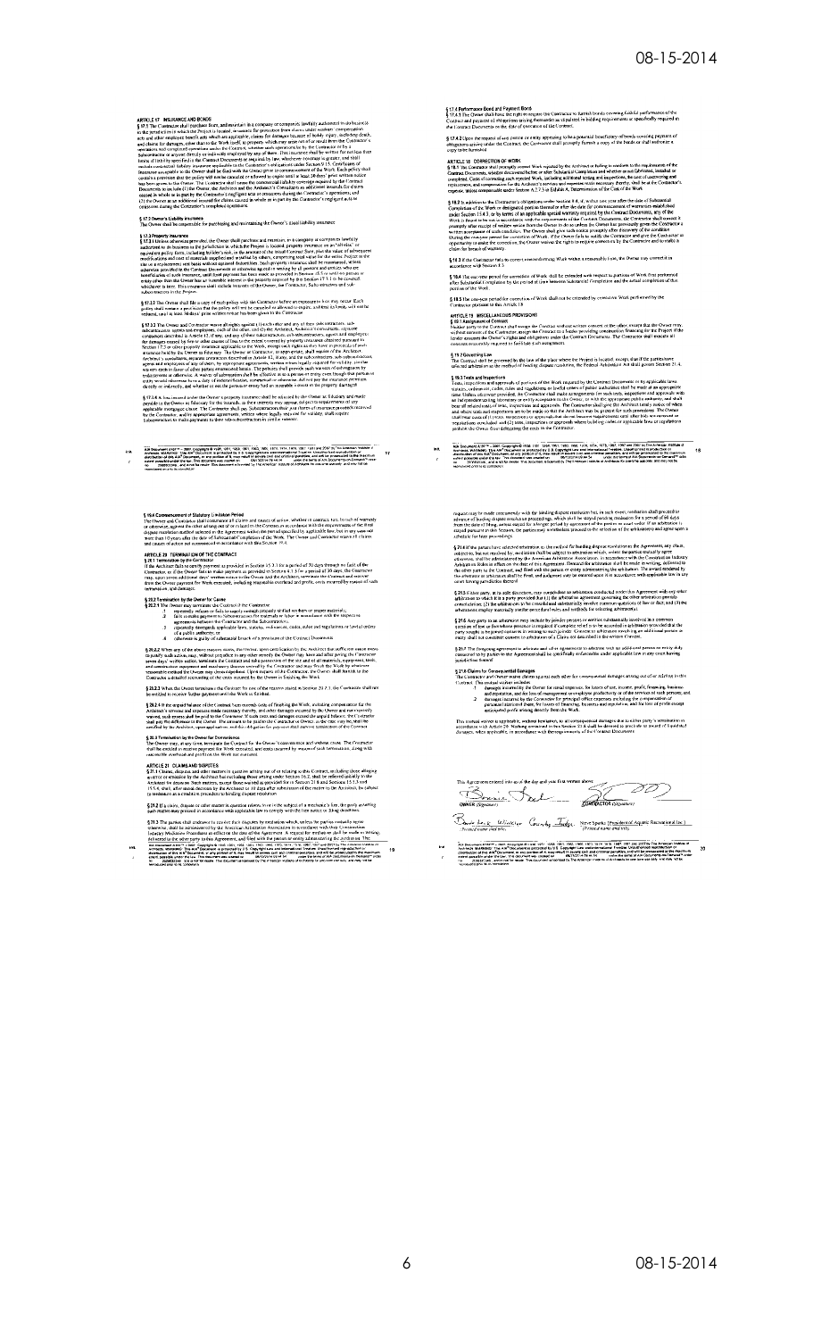**ARTICLE 17 INSURANCE AND BONDS**

**§ 17.2 Owner's Liability Insurance**

The Owner shall be responsible for purchasing and maintaining the Owner's usual liability insurance.

**§ 17.3 Property Insurance**

**§ 17.4 Performance Bond and Payment Bond**

**ARTICLE 18 CORRECTION OF WORK**

**ARTICLE 19 MISCELLANEOUS PROVISIONS**

**§ 19.1 Assignment of Contract**

**§ 19.2 Governing Law**

**§ 19.3 Tests and Inspections**

**§ 19.4 Commencement of Statutory Limitation Period**

**ARTICLE 20 TERMINATION OR SUSPENSION OF THE CONTRACT**

**§ 20.1 Termination by the Contractor**

**§ 20.2 Termination by the Owner for Cause**

**§ 20.3 Suspension by the Owner for Convenience**

**§ 20.4 Termination by the Owner for Convenience**

**ARTICLE 21 CLAIMS AND DISPUTES**

**§ 21.8 Claims for Consequential Damages**

This Agreement entered into as of the day and year first written above.

OWNER *(Signature)*

CONTRACTOR *(Signature)*

Bruce Lee Winkler County Judge

Steve Sparks (President of Aquatic Recreational Inc.)

*(Printed name and title)*

*(Printed name and title)*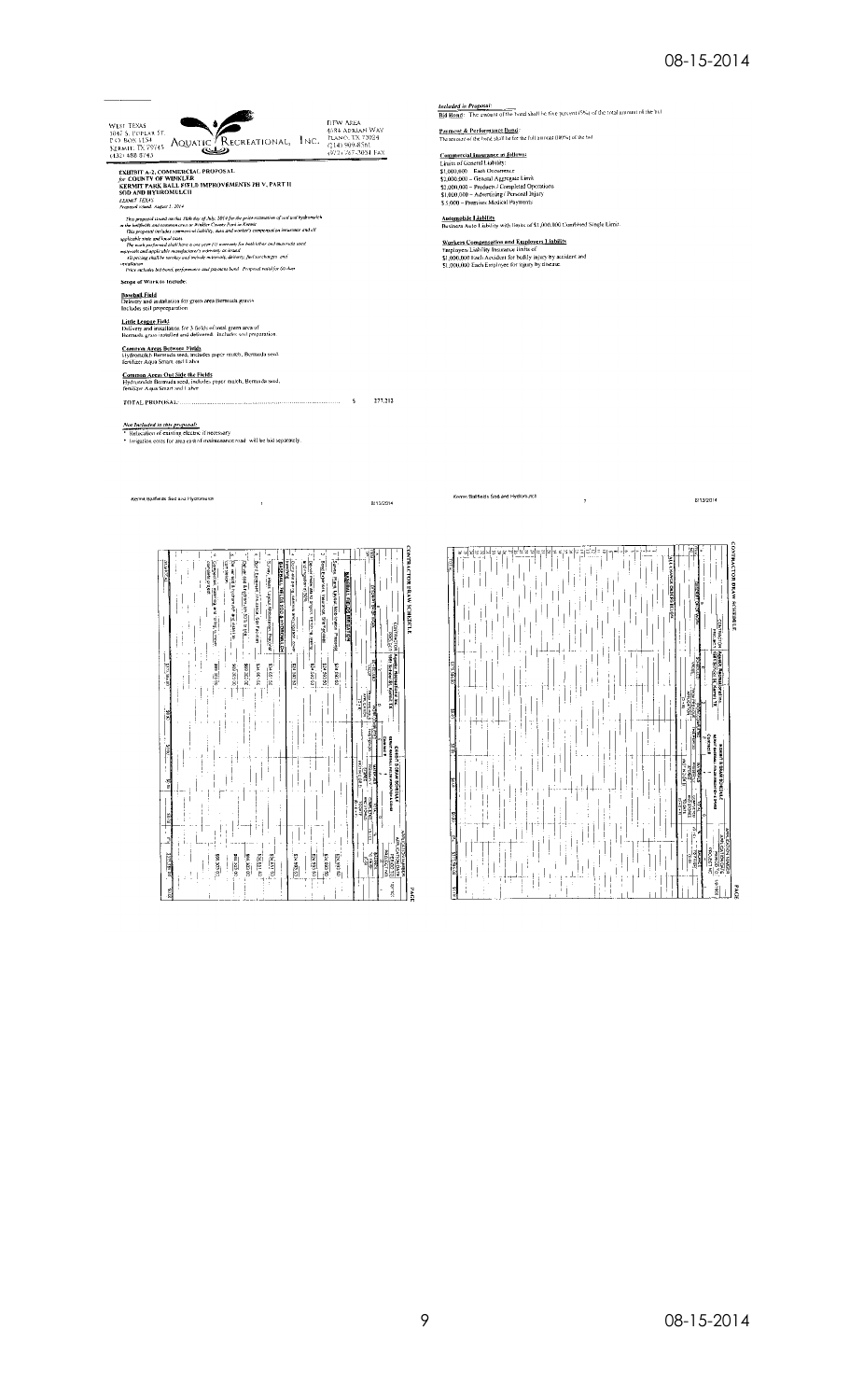WEST TEXAS
3047 S. POPLAR ST.
P.O. BOX 1154
KERMIT, TX 79745
(432) 586-8743

AQUATIC RECREATIONAL, INC.

DFW AREA
4184 ADRIAN WAY
PLANO, TX 75024
(214) 909-8561
(972) 767-2054 FAX

**EXHIBIT A-2, COMMERCIAL PROPOSAL**
**for COUNTY OF WINKLER**
**KERMIT PARK BALL FIELD IMPROVEMENTS PH V, PART II**
**SOD AND HYDROMULCH**
*KERMIT TEXAS*
*Proposal issued August 1, 2014*

*This proposal issued on this 30th day of July, 2014 for the price estimation of sod and hydromulch in the ballfields and common areas at Winkler County Park in Kermit.*
*This proposal includes commercial liability, auto and worker's compensation insurance and all applicable state and local taxes.*
*The work performed shall have a one year (1) warranty for both labor and materials used.*
*materials and applicable manufacturer's warranty on stated.*
*All pricing shall be turnkey and include materials, delivery, fuel surcharges, and installation.*
*Price includes bid bond, performance and payment bond. Proposal valid for 60 days.*

**Scope of Work to Include:**

**Baseball Field**
Delivery and installation for green area Bermuda grass
Includes soil prep/preparation

**Little League Field**
Delivery and installation for 3 fields of total green area of Bermuda grass installed and delivered. Includes soil preparation.

**Common Areas Between Fields**
Hydromulch Bermuda seed, includes paper mulch, Bermuda seed, fertilizer Aqua Smart, and Labor

**Common Areas Out Side the Fields**
Hydromulch Bermuda seed, includes paper mulch, Bermuda seed, fertilizer Aqua Smart and Labor

TOTAL PROPOSAL .................................................... $ 277,212

*Not Included in this proposal:*
- Relocation of existing electric if necessary
- Irrigation costs for area control maintenance road will be bid separately.

Kermit Ballfields Sod and Hydromulch 1 8/15/2014

*Included in Proposal:*
**Bid Bond:** The amount of the bond shall be five percent (5%) of the total amount of the bid

**Payment & Performance Bond:**
The amount of the bond shall be for the full amount (100%) of the bid

**Commercial Insurance as follows:**
Limits of General Liability:
$1,000,000 Each Occurrence
$2,000,000 – General Aggregate Limit
$2,000,000 – Products / Completed Operations
$1,000,000 – Advertising / Personal Injury
$ 5,000 – Premises Medical Payments

**Automobile Liability**
Business Auto Liability with limits of $1,000,000 Combined Single Limit.

**Workers Compensation and Employers Liability**
Employers Liability Insurance limits of:
$1,000,000 Each Accident for bodily injury by accident and
$1,000,000 Each Employee for injury by disease.

Kermit Ballfields Sod and Hydromulch 2 8/15/2014

**CONTRACTOR DRAW SCHEDULE**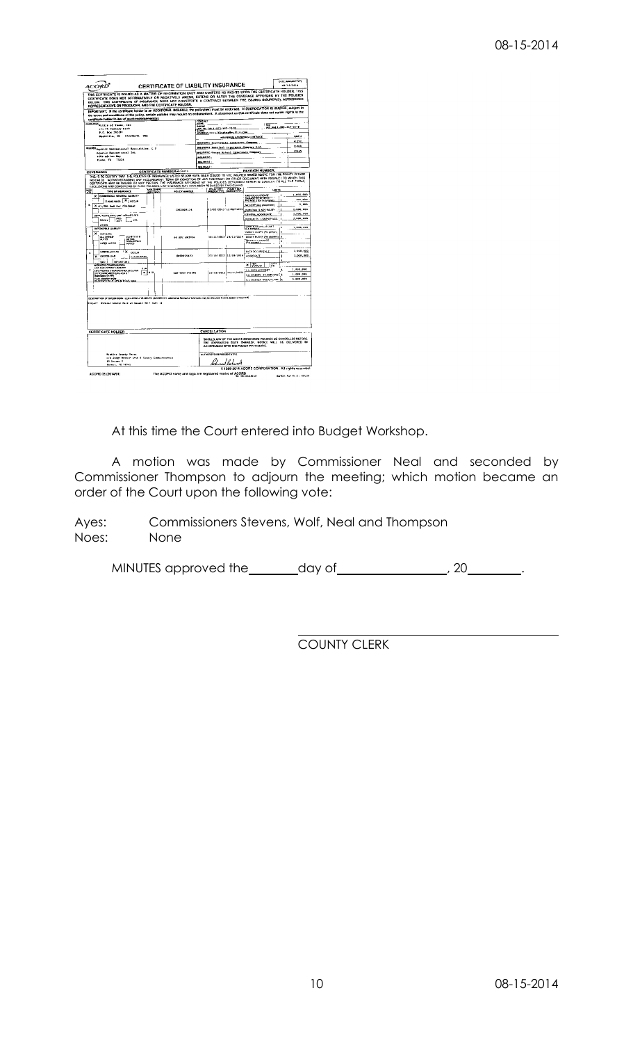| | |
|---|---|
| ACORD | CERTIFICATE OF LIABILITY INSURANCE |

At this time the Court entered into Budget Workshop.

A motion was made by Commissioner Neal and seconded by Commissioner Thompson to adjourn the meeting; which motion became an order of the Court upon the following vote:

Ayes: Commissioners Stevens, Wolf, Neal and Thompson
Noes: None

MINUTES approved the_______day of________________, 20________.

COUNTY CLERK